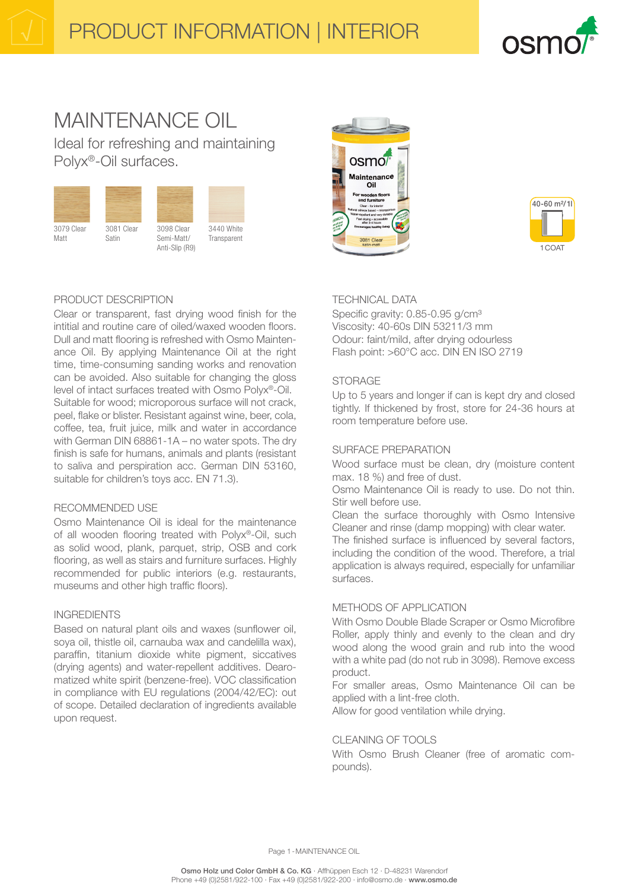# PRODUCT INFORMATION | INTERIOR

# MAINTENANCE OIL

Ideal for refreshing and maintaining Polyx®-Oil surfaces.

3079 Clear Matt

3081 Clear Satin

3098 Clear Semi-Matt/ Anti-Slip (R9)

3440 White Transparent

40-60 m²/1l

1 COAT

## PRODUCT DESCRIPTION

Clear or transparent, fast drying wood finish for the intitial and routine care of oiled/waxed wooden floors. Dull and matt flooring is refreshed with Osmo Maintenance Oil. By applying Maintenance Oil at the right time, time-consuming sanding works and renovation can be avoided. Also suitable for changing the gloss level of intact surfaces treated with Osmo Polyx®-Oil. Suitable for wood; microporous surface will not crack, peel, flake or blister. Resistant against wine, beer, cola, coffee, tea, fruit juice, milk and water in accordance with German DIN 68861-1A – no water spots. The dry finish is safe for humans, animals and plants (resistant to saliva and perspiration acc. German DIN 53160, suitable for children's toys acc. EN 71.3).

## RECOMMENDED USE

Osmo Maintenance Oil is ideal for the maintenance of all wooden flooring treated with Polyx®-Oil, such as solid wood, plank, parquet, strip, OSB and cork flooring, as well as stairs and furniture surfaces. Highly recommended for public interiors (e.g. restaurants, museums and other high traffic floors).

## INGREDIENTS

Based on natural plant oils and waxes (sunflower oil, soya oil, thistle oil, carnauba wax and candelilla wax), paraffin, titanium dioxide white pigment, siccatives (drying agents) and water-repellent additives. Dearomatized white spirit (benzene-free). VOC classification in compliance with EU regulations (2004/42/EC): out of scope. Detailed declaration of ingredients available upon request.

## TECHNICAL DATA

Specific gravity: 0.85-0.95 g/cm³
Viscosity: 40-60s DIN 53211/3 mm
Odour: faint/mild, after drying odourless
Flash point: >60°C acc. DIN EN ISO 2719

## STORAGE

Up to 5 years and longer if can is kept dry and closed tightly. If thickened by frost, store for 24-36 hours at room temperature before use.

## SURFACE PREPARATION

Wood surface must be clean, dry (moisture content max. 18 %) and free of dust.
Osmo Maintenance Oil is ready to use. Do not thin. Stir well before use.
Clean the surface thoroughly with Osmo Intensive Cleaner and rinse (damp mopping) with clear water.
The finished surface is influenced by several factors, including the condition of the wood. Therefore, a trial application is always required, especially for unfamiliar surfaces.

## METHODS OF APPLICATION

With Osmo Double Blade Scraper or Osmo Microfibre Roller, apply thinly and evenly to the clean and dry wood along the wood grain and rub into the wood with a white pad (do not rub in 3098). Remove excess product.
For smaller areas, Osmo Maintenance Oil can be applied with a lint-free cloth.
Allow for good ventilation while drying.

## CLEANING OF TOOLS

With Osmo Brush Cleaner (free of aromatic compounds).

**Osmo Holz und Color GmbH & Co. KG** · Affhüppen Esch 12 · D-48231 Warendorf
Phone +49 (0)2581/922-100 · Fax +49 (0)2581/922-200 · info@osmo.de · **www.osmo.de**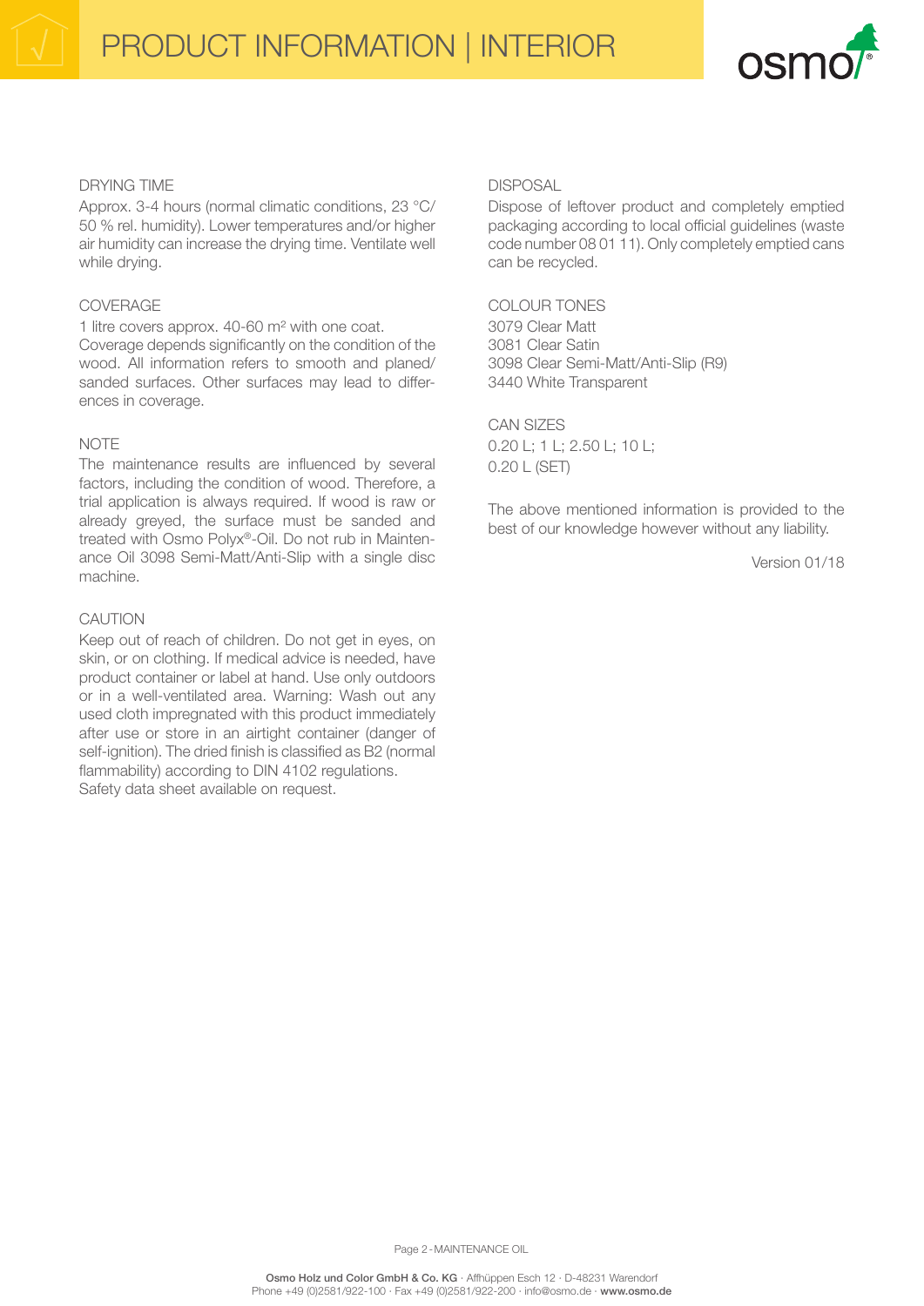## DRYING TIME

Approx. 3-4 hours (normal climatic conditions, 23 °C/ 50 % rel. humidity). Lower temperatures and/or higher air humidity can increase the drying time. Ventilate well while drying.

## COVERAGE

1 litre covers approx. 40-60 m² with one coat. Coverage depends significantly on the condition of the wood. All information refers to smooth and planed/ sanded surfaces. Other surfaces may lead to differences in coverage.

## NOTE

The maintenance results are influenced by several factors, including the condition of wood. Therefore, a trial application is always required. If wood is raw or already greyed, the surface must be sanded and treated with Osmo Polyx®-Oil. Do not rub in Maintenance Oil 3098 Semi-Matt/Anti-Slip with a single disc machine.

## CAUTION

Keep out of reach of children. Do not get in eyes, on skin, or on clothing. If medical advice is needed, have product container or label at hand. Use only outdoors or in a well-ventilated area. Warning: Wash out any used cloth impregnated with this product immediately after use or store in an airtight container (danger of self-ignition). The dried finish is classified as B2 (normal flammability) according to DIN 4102 regulations.
Safety data sheet available on request.

## DISPOSAL

Dispose of leftover product and completely emptied packaging according to local official guidelines (waste code number 08 01 11). Only completely emptied cans can be recycled.

## COLOUR TONES

3079 Clear Matt
3081 Clear Satin
3098 Clear Semi-Matt/Anti-Slip (R9)
3440 White Transparent

## CAN SIZES

0.20 L; 1 L; 2.50 L; 10 L;
0.20 L (SET)

The above mentioned information is provided to the best of our knowledge however without any liability.

Version 01/18